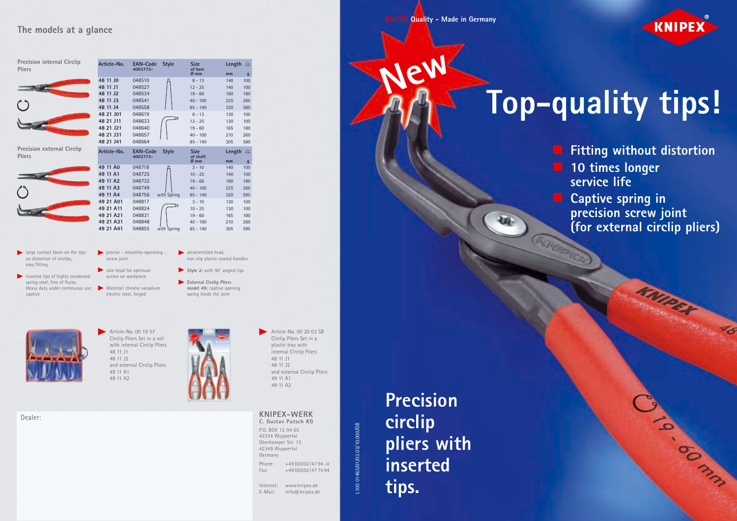## The models at a glance

**Precision internal Circlip Pliers**

| Article-No. | EAN-Code 4003773- | Style | Size of bore Ø mm | Length mm | g |
|---|---|---|---|---|---|
| 48 11 J0 | 048510 | | 8 - 13 | 140 | 100 |
| 48 11 J1 | 048527 | | 12 - 25 | 140 | 100 |
| 48 11 J2 | 048534 | | 19 - 60 | 180 | 180 |
| 48 11 J3 | 048541 | | 40 - 100 | 225 | 260 |
| 48 11 J4 | 048558 | | 85 - 140 | 320 | 580 |
| 48 21 J01 | 048619 | | 8 - 13 | 130 | 100 |
| 48 21 J11 | 048633 | | 12 - 25 | 130 | 100 |
| 48 21 J21 | 048640 | | 19 - 60 | 165 | 180 |
| 48 21 J31 | 048657 | | 40 - 100 | 210 | 260 |
| 48 21 J41 | 048664 | | 85 - 140 | 305 | 580 |

**Precision external Circlip Pliers**

| Article-No. | EAN-Code 4003773- | Style | Size of shaft Ø mm | Length mm | g |
|---|---|---|---|---|---|
| 49 11 A0 | 048718 | | 3 - 10 | 140 | 100 |
| 49 11 A1 | 048725 | | 10 - 25 | 140 | 100 |
| 49 11 A2 | 048732 | | 19 - 60 | 180 | 180 |
| 49 11 A3 | 048749 | | 40 - 100 | 225 | 260 |
| 49 11 A4 | 048756 | with Spring | 85 - 140 | 320 | 595 |
| 49 21 A01 | 048817 | | 3 - 10 | 130 | 100 |
| 49 21 A11 | 048824 | | 10 - 25 | 130 | 100 |
| 49 21 A21 | 048831 | | 19 - 60 | 165 | 180 |
| 49 21 A31 | 048848 | | 40 - 100 | 210 | 260 |
| 49 21 A41 | 048855 | with Spring | 85 - 140 | 305 | 595 |

- large contact faces on the tips: no distortion of circlips, easy fitting
- inserted tips of highly condensed spring steel, free of flutes. Heavy duty under continuous use; captive
- precise - smoothly-operating - screw joint
- slim head for optimum access on workpiece
- Material: chrome vanadium electric steel, forged
- atramentized head, non-slip plastic coated handles
- **Style 2:** with 90° angled tips
- **External Circlip Pliers model 49:** captive opening spring inside the joint

Article-No. 00 19 57
Circlip Pliers Set in a roll with internal Circlip Pliers
48 11 J1
48 11 J2
and external Circlip Pliers
49 11 A1
49 11 A2

Article-No. 00 20 03 SB
Circlip Pliers Set in a plastic tray with internal Circlip Pliers
48 11 J1
48 11 J2
and external Circlip Pliers
49 11 A1
49 11 A2

Dealer:

**KNIPEX-WERK**
**C. Gustav Putsch KG**

P.O. BOX 12 04 05
42334 Wuppertal
Oberkamper Str. 13
42349 Wuppertal
Germany

Phone: +49 (0)202/4794-0
Fax: +49 (0)202/477494

Internet: www.knipex.de
E-Mail: info@knipex.de

L100 01463/01/03.03/10.000/GB

KNIPEX Quality - Made in Germany

KNIPEX®

New

# Top-quality tips!

- Fitting without distortion
- 10 times longer service life
- Captive spring in precision screw joint (for external circlip pliers)

# Precision circlip pliers with inserted tips.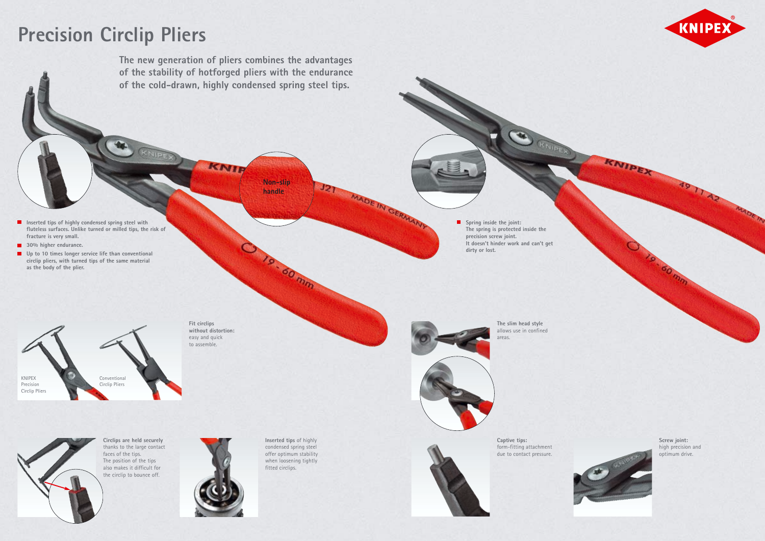# Precision Circlip Pliers

**The new generation of pliers combines the advantages of the stability of hotforged pliers with the endurance of the cold-drawn, highly condensed spring steel tips.**

**Non-slip handle**

- **Inserted tips of highly condensed spring steel with fluteless surfaces. Unlike turned or milled tips, the risk of fracture is very small.**
- **30% higher endurance.**
- **Up to 10 times longer service life than conventional circlip pliers, with turned tips of the same material as the body of the plier.**

- **Spring inside the joint:** The spring is protected inside the precision screw joint. It doesn't hinder work and can't get dirty or lost.

KNIPEX Precision Circlip Pliers

Conventional Circlip Pliers

**Fit circlips without distortion:** easy and quick to assemble.

**The slim head style** allows use in confined areas.

**Circlips are held securely** thanks to the large contact faces of the tips. The position of the tips also makes it difficult for the circlip to bounce off.

**Inserted tips** of highly condensed spring steel offer optimum stability when loosening tightly fitted circlips.

**Captive tips:** form-fitting attachment due to contact pressure.

**Screw joint:** high precision and optimum drive.